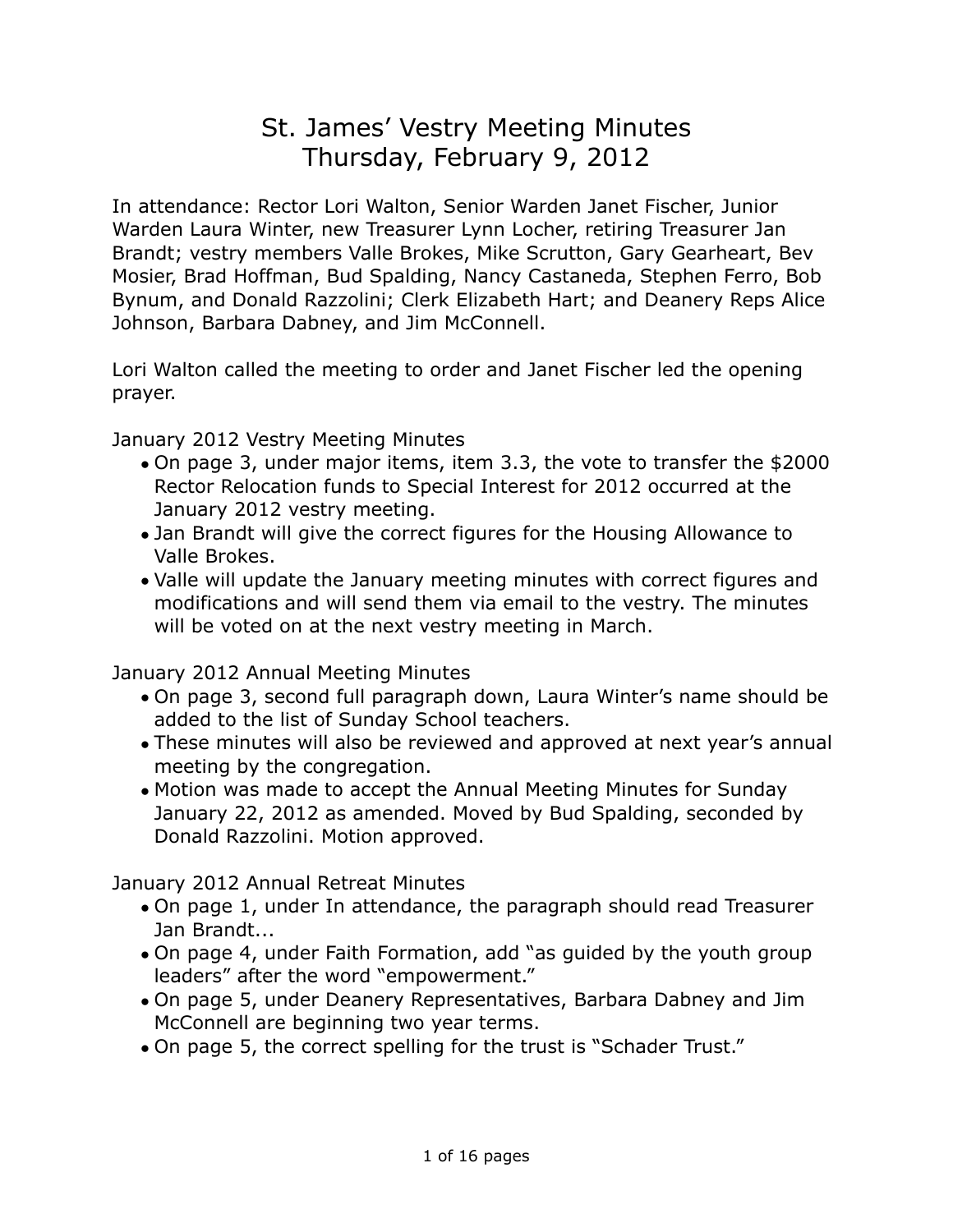# St. James' Vestry Meeting Minutes
## Thursday, February 9, 2012

In attendance: Rector Lori Walton, Senior Warden Janet Fischer, Junior Warden Laura Winter, new Treasurer Lynn Locher, retiring Treasurer Jan Brandt; vestry members Valle Brokes, Mike Scrutton, Gary Gearheart, Bev Mosier, Brad Hoffman, Bud Spalding, Nancy Castaneda, Stephen Ferro, Bob Bynum, and Donald Razzolini; Clerk Elizabeth Hart; and Deanery Reps Alice Johnson, Barbara Dabney, and Jim McConnell.

Lori Walton called the meeting to order and Janet Fischer led the opening prayer.

January 2012 Vestry Meeting Minutes

- On page 3, under major items, item 3.3, the vote to transfer the $2000 Rector Relocation funds to Special Interest for 2012 occurred at the January 2012 vestry meeting.
- Jan Brandt will give the correct figures for the Housing Allowance to Valle Brokes.
- Valle will update the January meeting minutes with correct figures and modifications and will send them via email to the vestry. The minutes will be voted on at the next vestry meeting in March.

January 2012 Annual Meeting Minutes

- On page 3, second full paragraph down, Laura Winter's name should be added to the list of Sunday School teachers.
- These minutes will also be reviewed and approved at next year's annual meeting by the congregation.
- Motion was made to accept the Annual Meeting Minutes for Sunday January 22, 2012 as amended. Moved by Bud Spalding, seconded by Donald Razzolini. Motion approved.

January 2012 Annual Retreat Minutes

- On page 1, under In attendance, the paragraph should read Treasurer Jan Brandt...
- On page 4, under Faith Formation, add "as guided by the youth group leaders" after the word "empowerment."
- On page 5, under Deanery Representatives, Barbara Dabney and Jim McConnell are beginning two year terms.
- On page 5, the correct spelling for the trust is "Schader Trust."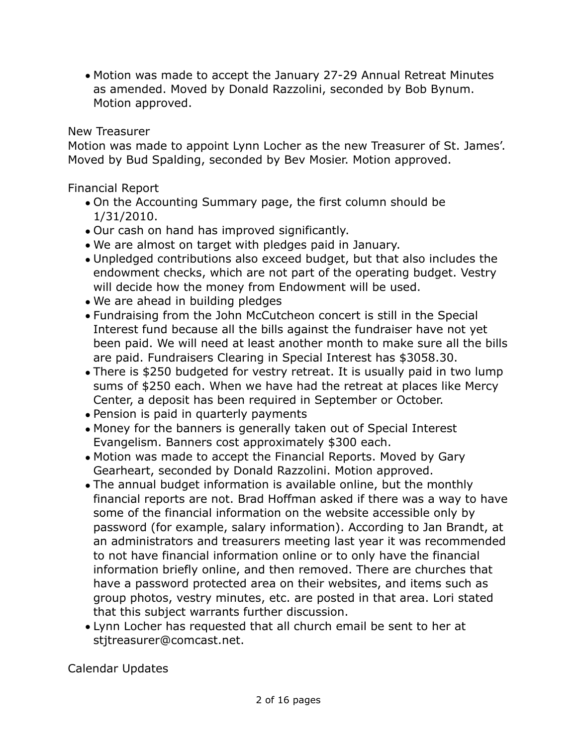- Motion was made to accept the January 27-29 Annual Retreat Minutes as amended. Moved by Donald Razzolini, seconded by Bob Bynum. Motion approved.

New Treasurer

Motion was made to appoint Lynn Locher as the new Treasurer of St. James'. Moved by Bud Spalding, seconded by Bev Mosier. Motion approved.

Financial Report

- On the Accounting Summary page, the first column should be 1/31/2010.
- Our cash on hand has improved significantly.
- We are almost on target with pledges paid in January.
- Unpledged contributions also exceed budget, but that also includes the endowment checks, which are not part of the operating budget. Vestry will decide how the money from Endowment will be used.
- We are ahead in building pledges
- Fundraising from the John McCutcheon concert is still in the Special Interest fund because all the bills against the fundraiser have not yet been paid. We will need at least another month to make sure all the bills are paid. Fundraisers Clearing in Special Interest has $3058.30.
- There is $250 budgeted for vestry retreat. It is usually paid in two lump sums of $250 each. When we have had the retreat at places like Mercy Center, a deposit has been required in September or October.
- Pension is paid in quarterly payments
- Money for the banners is generally taken out of Special Interest Evangelism. Banners cost approximately $300 each.
- Motion was made to accept the Financial Reports. Moved by Gary Gearheart, seconded by Donald Razzolini. Motion approved.
- The annual budget information is available online, but the monthly financial reports are not. Brad Hoffman asked if there was a way to have some of the financial information on the website accessible only by password (for example, salary information). According to Jan Brandt, at an administrators and treasurers meeting last year it was recommended to not have financial information online or to only have the financial information briefly online, and then removed. There are churches that have a password protected area on their websites, and items such as group photos, vestry minutes, etc. are posted in that area. Lori stated that this subject warrants further discussion.
- Lynn Locher has requested that all church email be sent to her at stjtreasurer@comcast.net.

Calendar Updates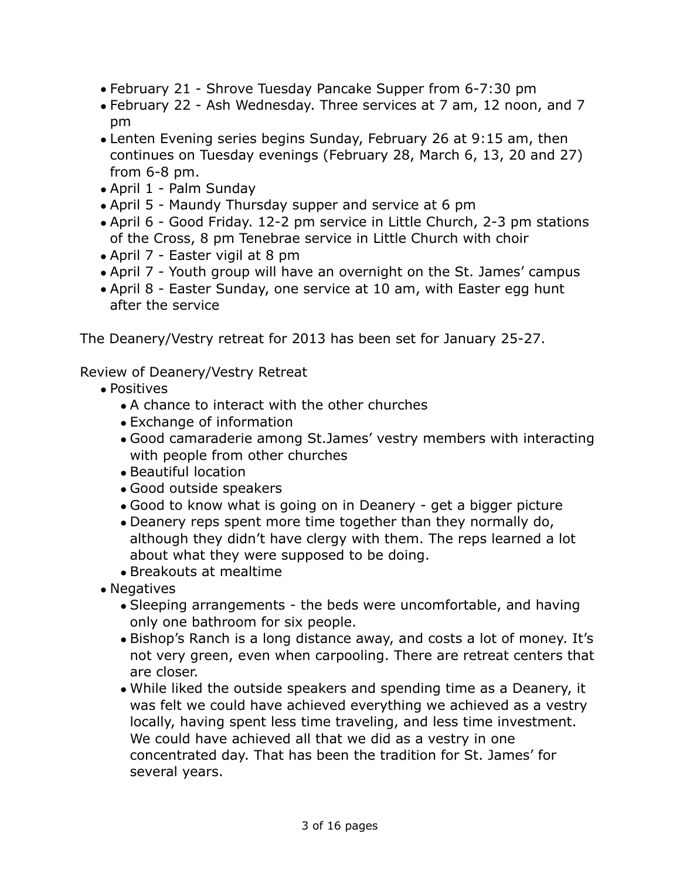- February 21 - Shrove Tuesday Pancake Supper from 6-7:30 pm
- February 22 - Ash Wednesday. Three services at 7 am, 12 noon, and 7 pm
- Lenten Evening series begins Sunday, February 26 at 9:15 am, then continues on Tuesday evenings (February 28, March 6, 13, 20 and 27) from 6-8 pm.
- April 1 - Palm Sunday
- April 5 - Maundy Thursday supper and service at 6 pm
- April 6 - Good Friday. 12-2 pm service in Little Church, 2-3 pm stations of the Cross, 8 pm Tenebrae service in Little Church with choir
- April 7 - Easter vigil at 8 pm
- April 7 - Youth group will have an overnight on the St. James' campus
- April 8 - Easter Sunday, one service at 10 am, with Easter egg hunt after the service

The Deanery/Vestry retreat for 2013 has been set for January 25-27.

Review of Deanery/Vestry Retreat

- Positives
  - A chance to interact with the other churches
  - Exchange of information
  - Good camaraderie among St.James' vestry members with interacting with people from other churches
  - Beautiful location
  - Good outside speakers
  - Good to know what is going on in Deanery - get a bigger picture
  - Deanery reps spent more time together than they normally do, although they didn't have clergy with them. The reps learned a lot about what they were supposed to be doing.
  - Breakouts at mealtime
- Negatives
  - Sleeping arrangements - the beds were uncomfortable, and having only one bathroom for six people.
  - Bishop's Ranch is a long distance away, and costs a lot of money. It's not very green, even when carpooling. There are retreat centers that are closer.
  - While liked the outside speakers and spending time as a Deanery, it was felt we could have achieved everything we achieved as a vestry locally, having spent less time traveling, and less time investment. We could have achieved all that we did as a vestry in one concentrated day. That has been the tradition for St. James' for several years.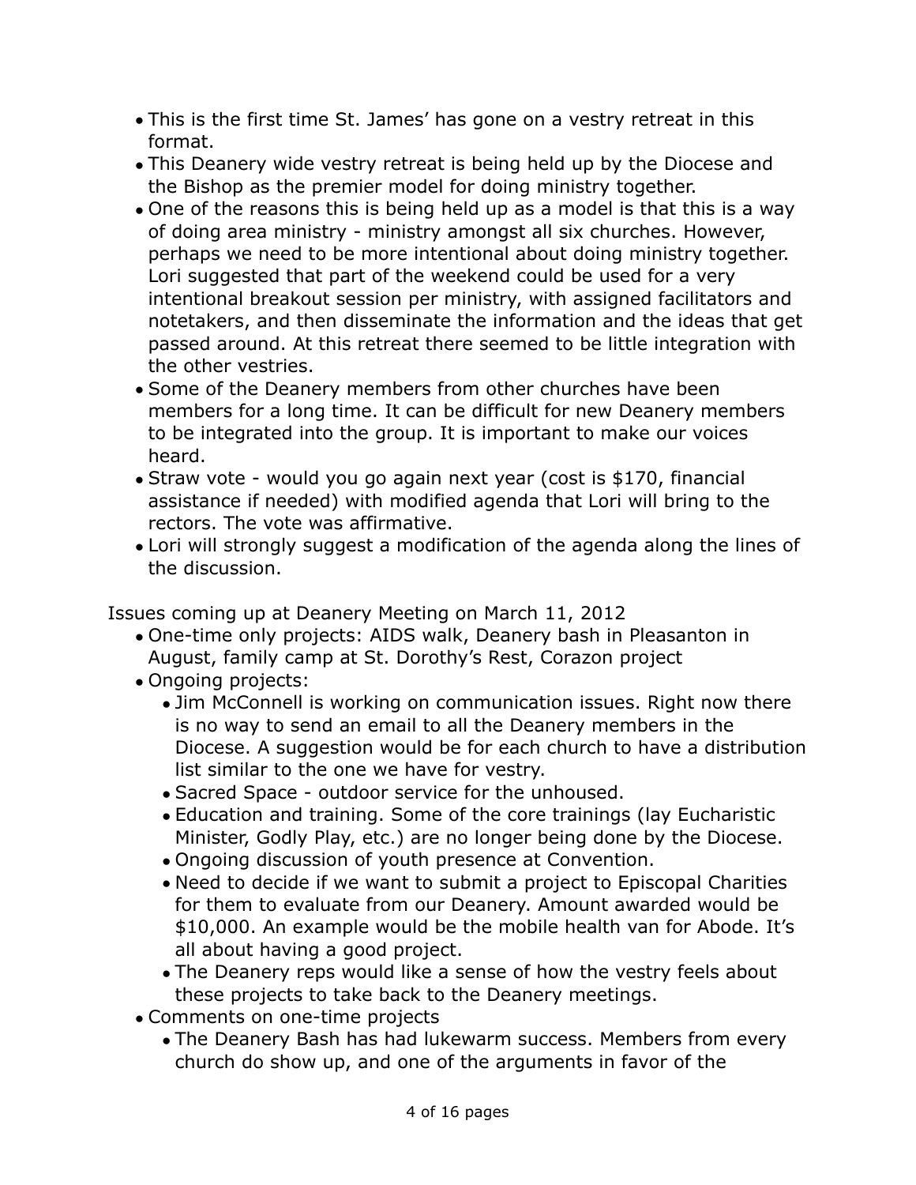- This is the first time St. James' has gone on a vestry retreat in this format.
- This Deanery wide vestry retreat is being held up by the Diocese and the Bishop as the premier model for doing ministry together.
- One of the reasons this is being held up as a model is that this is a way of doing area ministry - ministry amongst all six churches. However, perhaps we need to be more intentional about doing ministry together. Lori suggested that part of the weekend could be used for a very intentional breakout session per ministry, with assigned facilitators and notetakers, and then disseminate the information and the ideas that get passed around. At this retreat there seemed to be little integration with the other vestries.
- Some of the Deanery members from other churches have been members for a long time. It can be difficult for new Deanery members to be integrated into the group. It is important to make our voices heard.
- Straw vote - would you go again next year (cost is $170, financial assistance if needed) with modified agenda that Lori will bring to the rectors. The vote was affirmative.
- Lori will strongly suggest a modification of the agenda along the lines of the discussion.

Issues coming up at Deanery Meeting on March 11, 2012

- One-time only projects: AIDS walk, Deanery bash in Pleasanton in August, family camp at St. Dorothy's Rest, Corazon project
- Ongoing projects:
  - Jim McConnell is working on communication issues. Right now there is no way to send an email to all the Deanery members in the Diocese. A suggestion would be for each church to have a distribution list similar to the one we have for vestry.
  - Sacred Space - outdoor service for the unhoused.
  - Education and training. Some of the core trainings (lay Eucharistic Minister, Godly Play, etc.) are no longer being done by the Diocese.
  - Ongoing discussion of youth presence at Convention.
  - Need to decide if we want to submit a project to Episcopal Charities for them to evaluate from our Deanery. Amount awarded would be $10,000. An example would be the mobile health van for Abode. It's all about having a good project.
  - The Deanery reps would like a sense of how the vestry feels about these projects to take back to the Deanery meetings.
- Comments on one-time projects
  - The Deanery Bash has had lukewarm success. Members from every church do show up, and one of the arguments in favor of the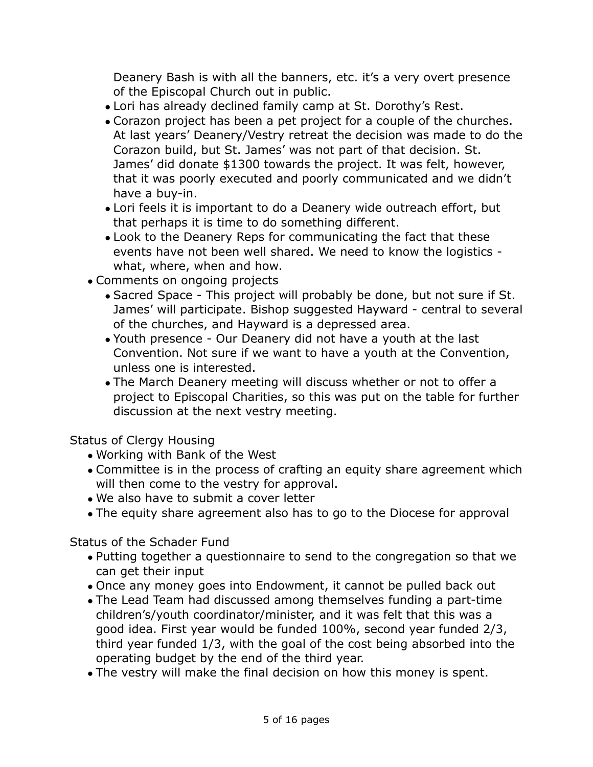Deanery Bash is with all the banners, etc. it's a very overt presence of the Episcopal Church out in public.

- Lori has already declined family camp at St. Dorothy's Rest.
- Corazon project has been a pet project for a couple of the churches. At last years' Deanery/Vestry retreat the decision was made to do the Corazon build, but St. James' was not part of that decision. St. James' did donate $1300 towards the project. It was felt, however, that it was poorly executed and poorly communicated and we didn't have a buy-in.
- Lori feels it is important to do a Deanery wide outreach effort, but that perhaps it is time to do something different.
- Look to the Deanery Reps for communicating the fact that these events have not been well shared. We need to know the logistics - what, where, when and how.

- Comments on ongoing projects
  - Sacred Space - This project will probably be done, but not sure if St. James' will participate. Bishop suggested Hayward - central to several of the churches, and Hayward is a depressed area.
  - Youth presence - Our Deanery did not have a youth at the last Convention. Not sure if we want to have a youth at the Convention, unless one is interested.
  - The March Deanery meeting will discuss whether or not to offer a project to Episcopal Charities, so this was put on the table for further discussion at the next vestry meeting.

Status of Clergy Housing

- Working with Bank of the West
- Committee is in the process of crafting an equity share agreement which will then come to the vestry for approval.
- We also have to submit a cover letter
- The equity share agreement also has to go to the Diocese for approval

Status of the Schader Fund

- Putting together a questionnaire to send to the congregation so that we can get their input
- Once any money goes into Endowment, it cannot be pulled back out
- The Lead Team had discussed among themselves funding a part-time children's/youth coordinator/minister, and it was felt that this was a good idea. First year would be funded 100%, second year funded 2/3, third year funded 1/3, with the goal of the cost being absorbed into the operating budget by the end of the third year.
- The vestry will make the final decision on how this money is spent.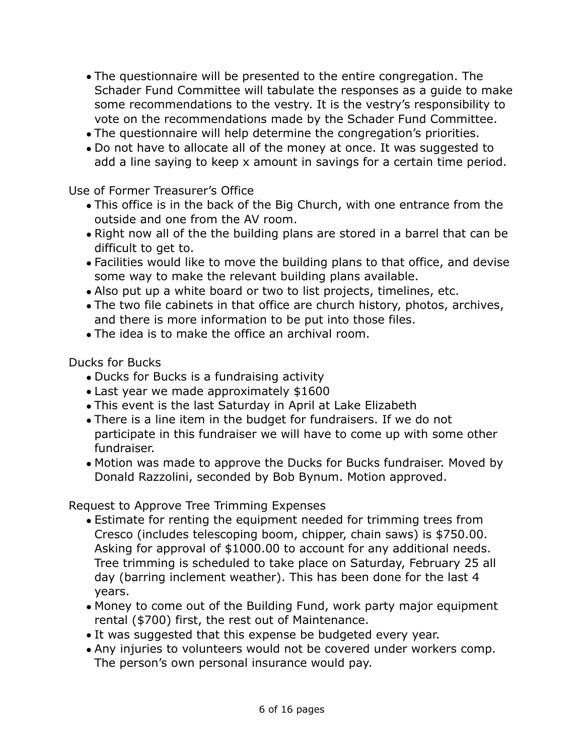- The questionnaire will be presented to the entire congregation. The Schader Fund Committee will tabulate the responses as a guide to make some recommendations to the vestry. It is the vestry's responsibility to vote on the recommendations made by the Schader Fund Committee.
- The questionnaire will help determine the congregation's priorities.
- Do not have to allocate all of the money at once. It was suggested to add a line saying to keep x amount in savings for a certain time period.

Use of Former Treasurer's Office

- This office is in the back of the Big Church, with one entrance from the outside and one from the AV room.
- Right now all of the the building plans are stored in a barrel that can be difficult to get to.
- Facilities would like to move the building plans to that office, and devise some way to make the relevant building plans available.
- Also put up a white board or two to list projects, timelines, etc.
- The two file cabinets in that office are church history, photos, archives, and there is more information to be put into those files.
- The idea is to make the office an archival room.

Ducks for Bucks

- Ducks for Bucks is a fundraising activity
- Last year we made approximately $1600
- This event is the last Saturday in April at Lake Elizabeth
- There is a line item in the budget for fundraisers. If we do not participate in this fundraiser we will have to come up with some other fundraiser.
- Motion was made to approve the Ducks for Bucks fundraiser. Moved by Donald Razzolini, seconded by Bob Bynum. Motion approved.

Request to Approve Tree Trimming Expenses

- Estimate for renting the equipment needed for trimming trees from Cresco (includes telescoping boom, chipper, chain saws) is $750.00. Asking for approval of $1000.00 to account for any additional needs. Tree trimming is scheduled to take place on Saturday, February 25 all day (barring inclement weather). This has been done for the last 4 years.
- Money to come out of the Building Fund, work party major equipment rental ($700) first, the rest out of Maintenance.
- It was suggested that this expense be budgeted every year.
- Any injuries to volunteers would not be covered under workers comp. The person's own personal insurance would pay.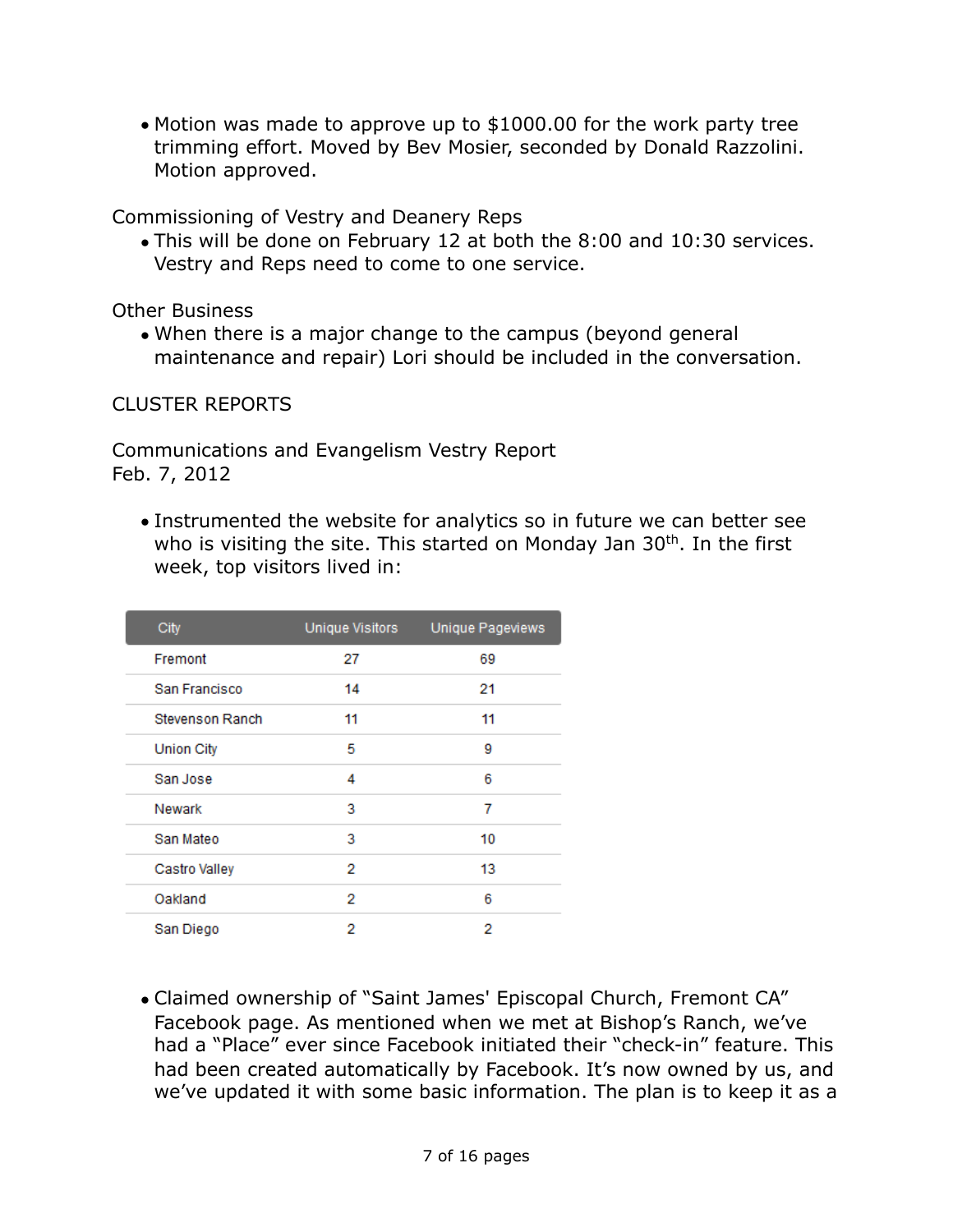- Motion was made to approve up to $1000.00 for the work party tree trimming effort. Moved by Bev Mosier, seconded by Donald Razzolini. Motion approved.

Commissioning of Vestry and Deanery Reps

- This will be done on February 12 at both the 8:00 and 10:30 services. Vestry and Reps need to come to one service.

Other Business

- When there is a major change to the campus (beyond general maintenance and repair) Lori should be included in the conversation.

CLUSTER REPORTS

Communications and Evangelism Vestry Report
Feb. 7, 2012

- Instrumented the website for analytics so in future we can better see who is visiting the site. This started on Monday Jan 30th. In the first week, top visitors lived in:

| City | Unique Visitors | Unique Pageviews |
|---|---|---|
| Fremont | 27 | 69 |
| San Francisco | 14 | 21 |
| Stevenson Ranch | 11 | 11 |
| Union City | 5 | 9 |
| San Jose | 4 | 6 |
| Newark | 3 | 7 |
| San Mateo | 3 | 10 |
| Castro Valley | 2 | 13 |
| Oakland | 2 | 6 |
| San Diego | 2 | 2 |

- Claimed ownership of "Saint James' Episcopal Church, Fremont CA" Facebook page. As mentioned when we met at Bishop's Ranch, we've had a "Place" ever since Facebook initiated their "check-in" feature. This had been created automatically by Facebook. It's now owned by us, and we've updated it with some basic information. The plan is to keep it as a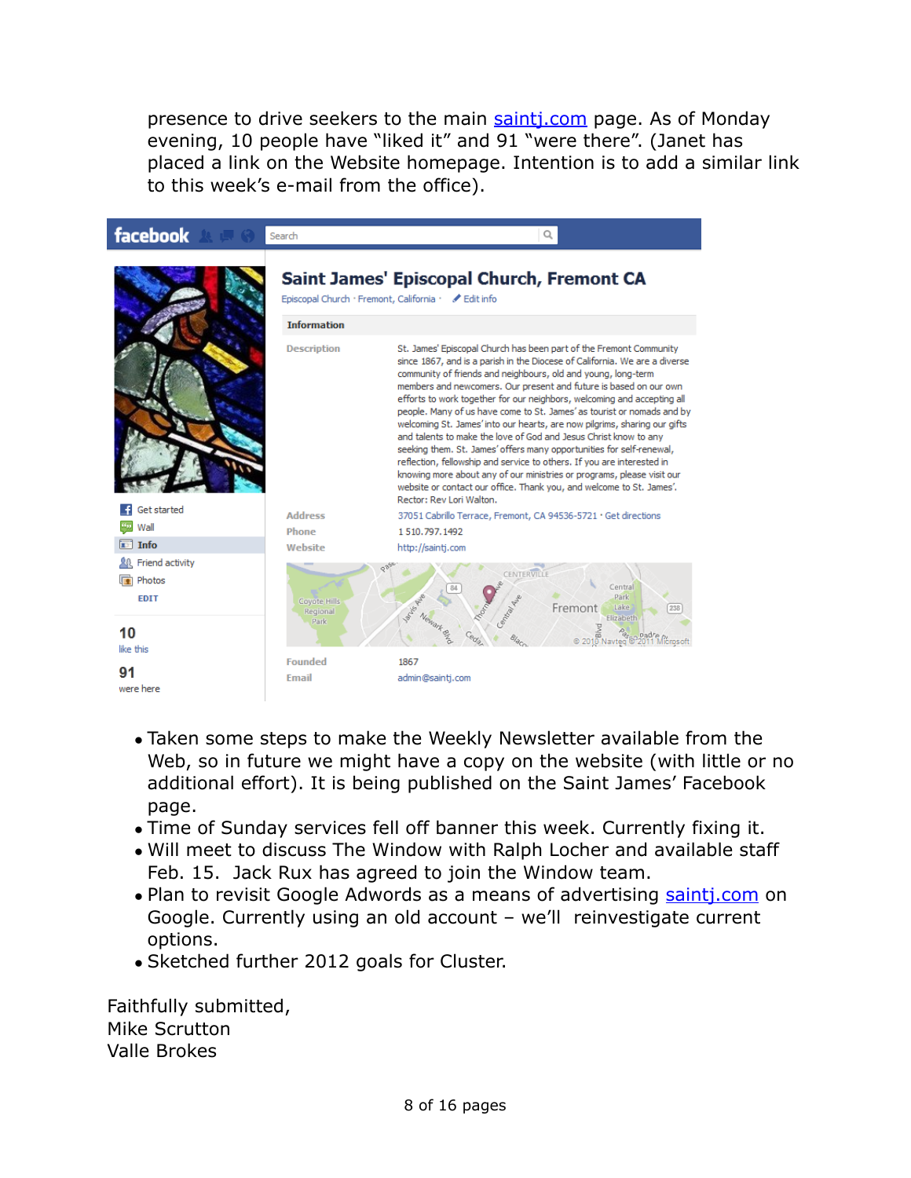presence to drive seekers to the main [saintj.com](http://saintj.com) page. As of Monday evening, 10 people have "liked it" and 91 "were there". (Janet has placed a link on the Website homepage. Intention is to add a similar link to this week's e-mail from the office).

**Saint James' Episcopal Church, Fremont CA**

Episcopal Church · Fremont, California · Edit info

**Information**

| | |
|---|---|
| Description | St. James' Episcopal Church has been part of the Fremont Community since 1867, and is a parish in the Diocese of California. We are a diverse community of friends and neighbours, old and young, long-term members and newcomers. Our present and future is based on our own efforts to work together for our neighbors, welcoming and accepting all people. Many of us have come to St. James' as tourist or nomads and by welcoming St. James' into our hearts, are now pilgrims, sharing our gifts and talents to make the love of God and Jesus Christ know to any seeking them. St. James' offers many opportunities for self-renewal, reflection, fellowship and service to others. If you are interested in knowing more about any of our ministries or programs, please visit our website or contact our office. Thank you, and welcome to St. James'. Rector: Rev Lori Walton. |
| Address | 37051 Cabrillo Terrace, Fremont, CA 94536-5721 · Get directions |
| Phone | 1 510.797.1492 |
| Website | http://saintj.com |
| Founded | 1867 |
| Email | admin@saintj.com |

10 like this

91 were here

- Taken some steps to make the Weekly Newsletter available from the Web, so in future we might have a copy on the website (with little or no additional effort). It is being published on the Saint James' Facebook page.
- Time of Sunday services fell off banner this week. Currently fixing it.
- Will meet to discuss The Window with Ralph Locher and available staff Feb. 15. Jack Rux has agreed to join the Window team.
- Plan to revisit Google Adwords as a means of advertising [saintj.com](http://saintj.com) on Google. Currently using an old account – we'll reinvestigate current options.
- Sketched further 2012 goals for Cluster.

Faithfully submitted,
Mike Scrutton
Valle Brokes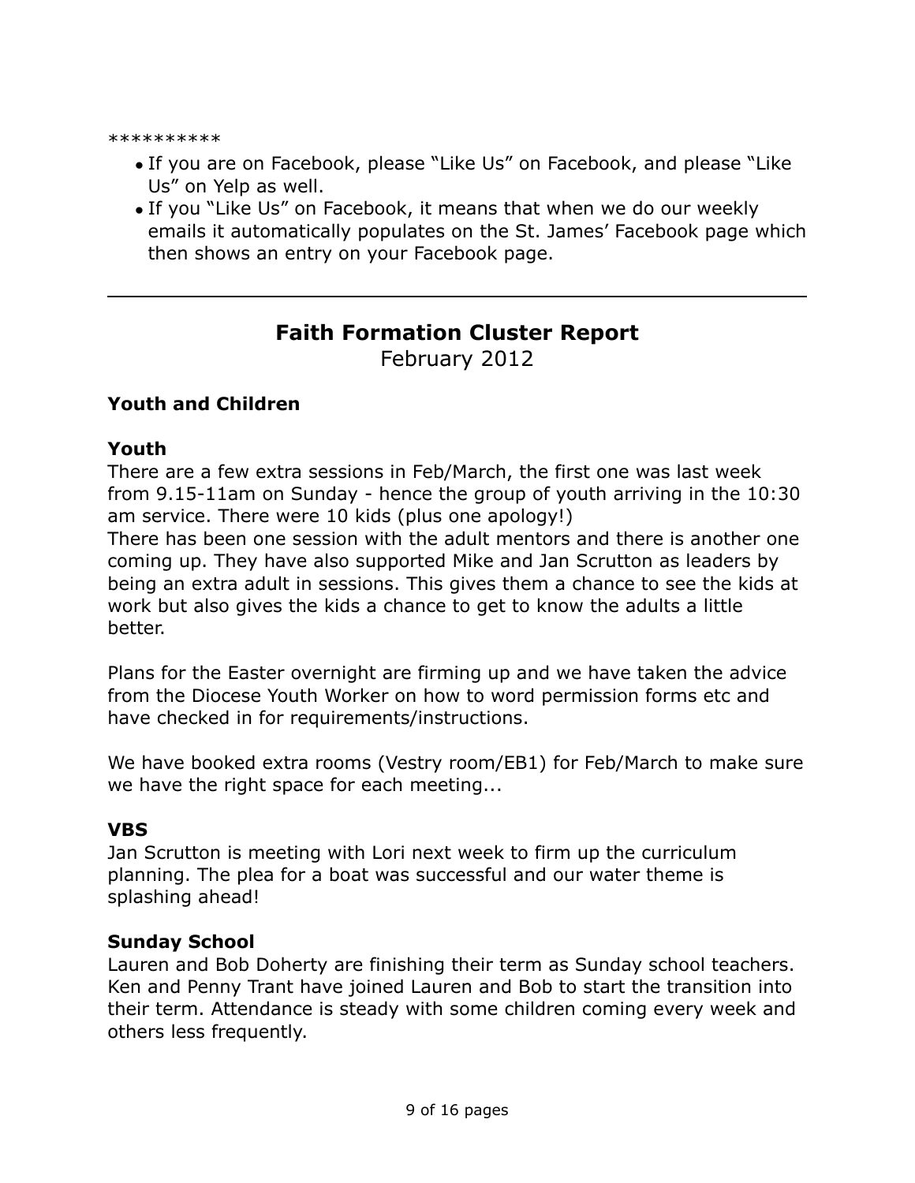**********

- If you are on Facebook, please "Like Us" on Facebook, and please "Like Us" on Yelp as well.
- If you "Like Us" on Facebook, it means that when we do our weekly emails it automatically populates on the St. James' Facebook page which then shows an entry on your Facebook page.

---

## Faith Formation Cluster Report

February 2012

### Youth and Children

### Youth

There are a few extra sessions in Feb/March, the first one was last week from 9.15-11am on Sunday - hence the group of youth arriving in the 10:30 am service. There were 10 kids (plus one apology!)
There has been one session with the adult mentors and there is another one coming up. They have also supported Mike and Jan Scrutton as leaders by being an extra adult in sessions. This gives them a chance to see the kids at work but also gives the kids a chance to get to know the adults a little better.

Plans for the Easter overnight are firming up and we have taken the advice from the Diocese Youth Worker on how to word permission forms etc and have checked in for requirements/instructions.

We have booked extra rooms (Vestry room/EB1) for Feb/March to make sure we have the right space for each meeting...

### VBS

Jan Scrutton is meeting with Lori next week to firm up the curriculum planning. The plea for a boat was successful and our water theme is splashing ahead!

### Sunday School

Lauren and Bob Doherty are finishing their term as Sunday school teachers. Ken and Penny Trant have joined Lauren and Bob to start the transition into their term. Attendance is steady with some children coming every week and others less frequently.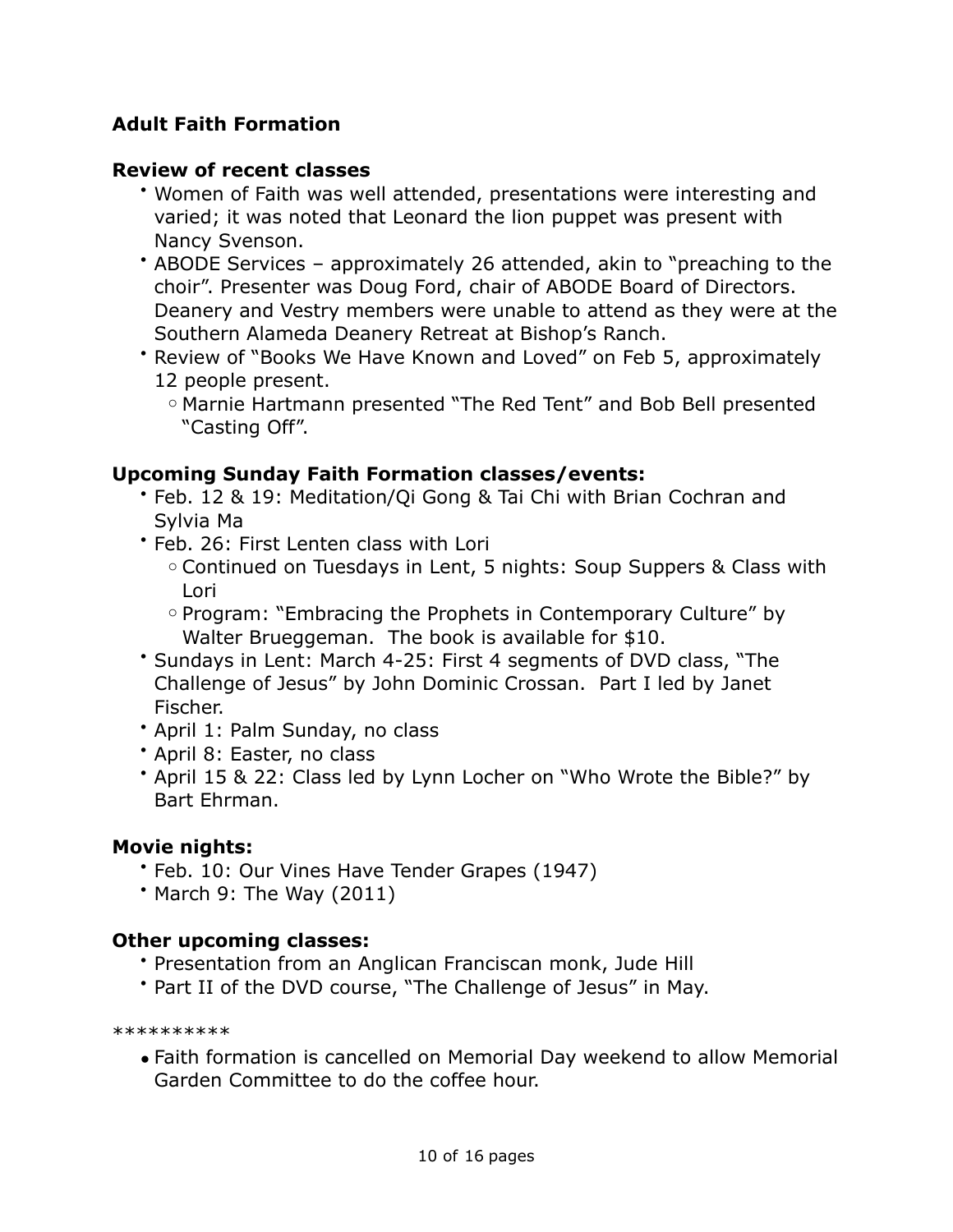**Adult Faith Formation**

**Review of recent classes**

- Women of Faith was well attended, presentations were interesting and varied; it was noted that Leonard the lion puppet was present with Nancy Svenson.
- ABODE Services – approximately 26 attended, akin to "preaching to the choir". Presenter was Doug Ford, chair of ABODE Board of Directors. Deanery and Vestry members were unable to attend as they were at the Southern Alameda Deanery Retreat at Bishop's Ranch.
- Review of "Books We Have Known and Loved" on Feb 5, approximately 12 people present.
  - Marnie Hartmann presented "The Red Tent" and Bob Bell presented "Casting Off".

**Upcoming Sunday Faith Formation classes/events:**

- Feb. 12 & 19: Meditation/Qi Gong & Tai Chi with Brian Cochran and Sylvia Ma
- Feb. 26: First Lenten class with Lori
  - Continued on Tuesdays in Lent, 5 nights: Soup Suppers & Class with Lori
  - Program: "Embracing the Prophets in Contemporary Culture" by Walter Brueggeman. The book is available for $10.
- Sundays in Lent: March 4-25: First 4 segments of DVD class, "The Challenge of Jesus" by John Dominic Crossan. Part I led by Janet Fischer.
- April 1: Palm Sunday, no class
- April 8: Easter, no class
- April 15 & 22: Class led by Lynn Locher on "Who Wrote the Bible?" by Bart Ehrman.

**Movie nights:**

- Feb. 10: Our Vines Have Tender Grapes (1947)
- March 9: The Way (2011)

**Other upcoming classes:**

- Presentation from an Anglican Franciscan monk, Jude Hill
- Part II of the DVD course, "The Challenge of Jesus" in May.

**********

- Faith formation is cancelled on Memorial Day weekend to allow Memorial Garden Committee to do the coffee hour.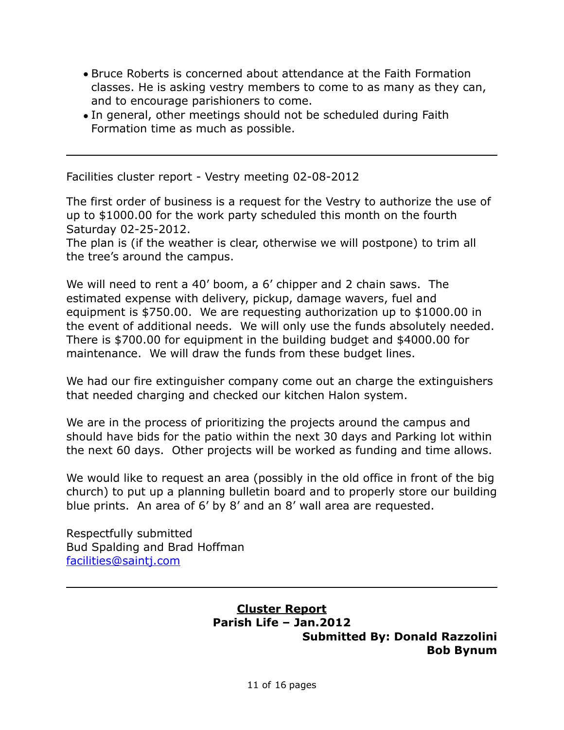- Bruce Roberts is concerned about attendance at the Faith Formation classes. He is asking vestry members to come to as many as they can, and to encourage parishioners to come.
- In general, other meetings should not be scheduled during Faith Formation time as much as possible.

---

Facilities cluster report - Vestry meeting 02-08-2012

The first order of business is a request for the Vestry to authorize the use of up to $1000.00 for the work party scheduled this month on the fourth Saturday 02-25-2012.
The plan is (if the weather is clear, otherwise we will postpone) to trim all the tree's around the campus.

We will need to rent a 40' boom, a 6' chipper and 2 chain saws. The estimated expense with delivery, pickup, damage wavers, fuel and equipment is $750.00. We are requesting authorization up to $1000.00 in the event of additional needs. We will only use the funds absolutely needed. There is $700.00 for equipment in the building budget and $4000.00 for maintenance. We will draw the funds from these budget lines.

We had our fire extinguisher company come out an charge the extinguishers that needed charging and checked our kitchen Halon system.

We are in the process of prioritizing the projects around the campus and should have bids for the patio within the next 30 days and Parking lot within the next 60 days. Other projects will be worked as funding and time allows.

We would like to request an area (possibly in the old office in front of the big church) to put up a planning bulletin board and to properly store our building blue prints. An area of 6' by 8' and an 8' wall area are requested.

Respectfully submitted
Bud Spalding and Brad Hoffman
facilities@saintj.com

---

**Cluster Report**
**Parish Life – Jan.2012**
**Submitted By: Donald Razzolini**
**Bob Bynum**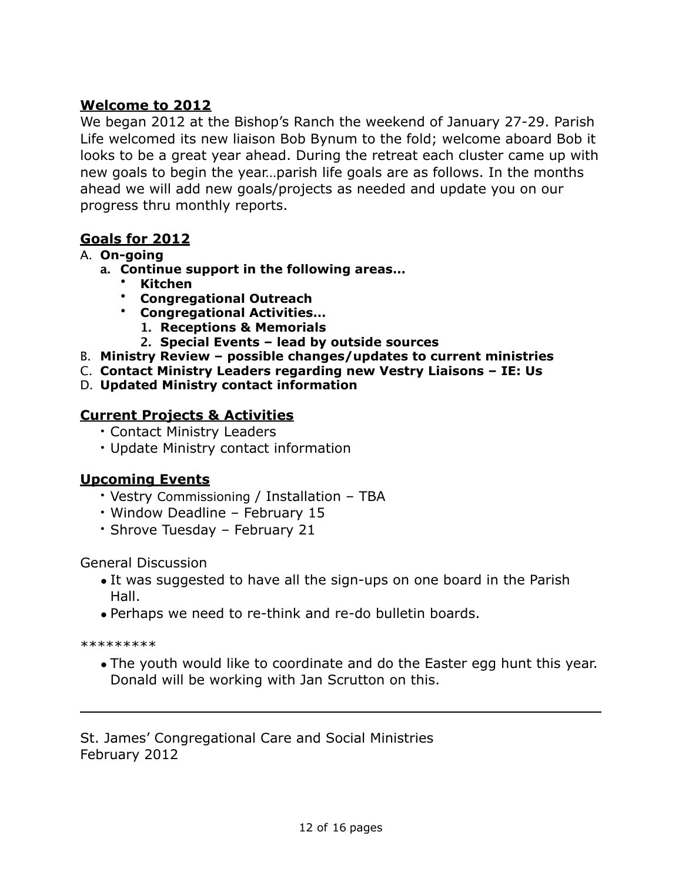## Welcome to 2012

We began 2012 at the Bishop's Ranch the weekend of January 27-29. Parish Life welcomed its new liaison Bob Bynum to the fold; welcome aboard Bob it looks to be a great year ahead. During the retreat each cluster came up with new goals to begin the year…parish life goals are as follows. In the months ahead we will add new goals/projects as needed and update you on our progress thru monthly reports.

## Goals for 2012

A. **On-going**
   a. **Continue support in the following areas…**
      - **Kitchen**
      - **Congregational Outreach**
      - **Congregational Activities…**
         1. **Receptions & Memorials**
         2. **Special Events – lead by outside sources**

B. **Ministry Review – possible changes/updates to current ministries**

C. **Contact Ministry Leaders regarding new Vestry Liaisons – IE: Us**

D. **Updated Ministry contact information**

## Current Projects & Activities

- Contact Ministry Leaders
- Update Ministry contact information

## Upcoming Events

- Vestry Commissioning / Installation – TBA
- Window Deadline – February 15
- Shrove Tuesday – February 21

General Discussion

- It was suggested to have all the sign-ups on one board in the Parish Hall.
- Perhaps we need to re-think and re-do bulletin boards.

*********

- The youth would like to coordinate and do the Easter egg hunt this year. Donald will be working with Jan Scrutton on this.

---

St. James' Congregational Care and Social Ministries
February 2012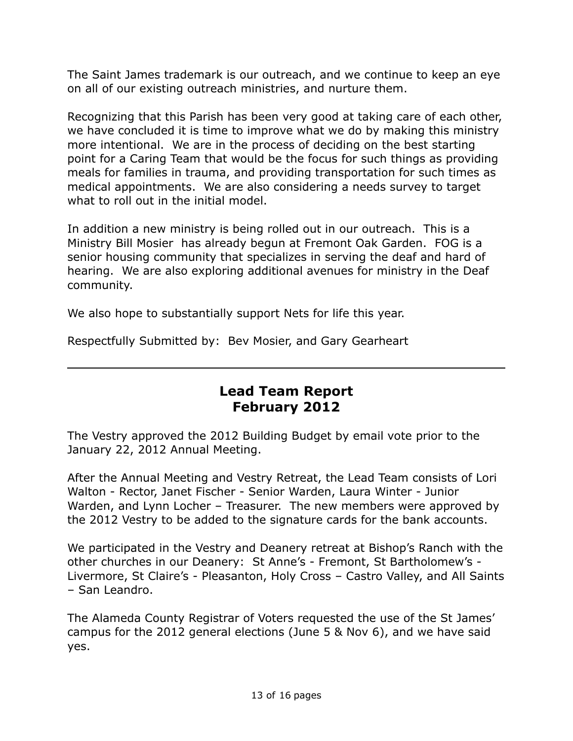The Saint James trademark is our outreach, and we continue to keep an eye on all of our existing outreach ministries, and nurture them.

Recognizing that this Parish has been very good at taking care of each other, we have concluded it is time to improve what we do by making this ministry more intentional. We are in the process of deciding on the best starting point for a Caring Team that would be the focus for such things as providing meals for families in trauma, and providing transportation for such times as medical appointments. We are also considering a needs survey to target what to roll out in the initial model.

In addition a new ministry is being rolled out in our outreach. This is a Ministry Bill Mosier has already begun at Fremont Oak Garden. FOG is a senior housing community that specializes in serving the deaf and hard of hearing. We are also exploring additional avenues for ministry in the Deaf community.

We also hope to substantially support Nets for life this year.

Respectfully Submitted by: Bev Mosier, and Gary Gearheart

---

## Lead Team Report
## February 2012

The Vestry approved the 2012 Building Budget by email vote prior to the January 22, 2012 Annual Meeting.

After the Annual Meeting and Vestry Retreat, the Lead Team consists of Lori Walton - Rector, Janet Fischer - Senior Warden, Laura Winter - Junior Warden, and Lynn Locher – Treasurer. The new members were approved by the 2012 Vestry to be added to the signature cards for the bank accounts.

We participated in the Vestry and Deanery retreat at Bishop's Ranch with the other churches in our Deanery: St Anne's - Fremont, St Bartholomew's - Livermore, St Claire's - Pleasanton, Holy Cross – Castro Valley, and All Saints – San Leandro.

The Alameda County Registrar of Voters requested the use of the St James' campus for the 2012 general elections (June 5 & Nov 6), and we have said yes.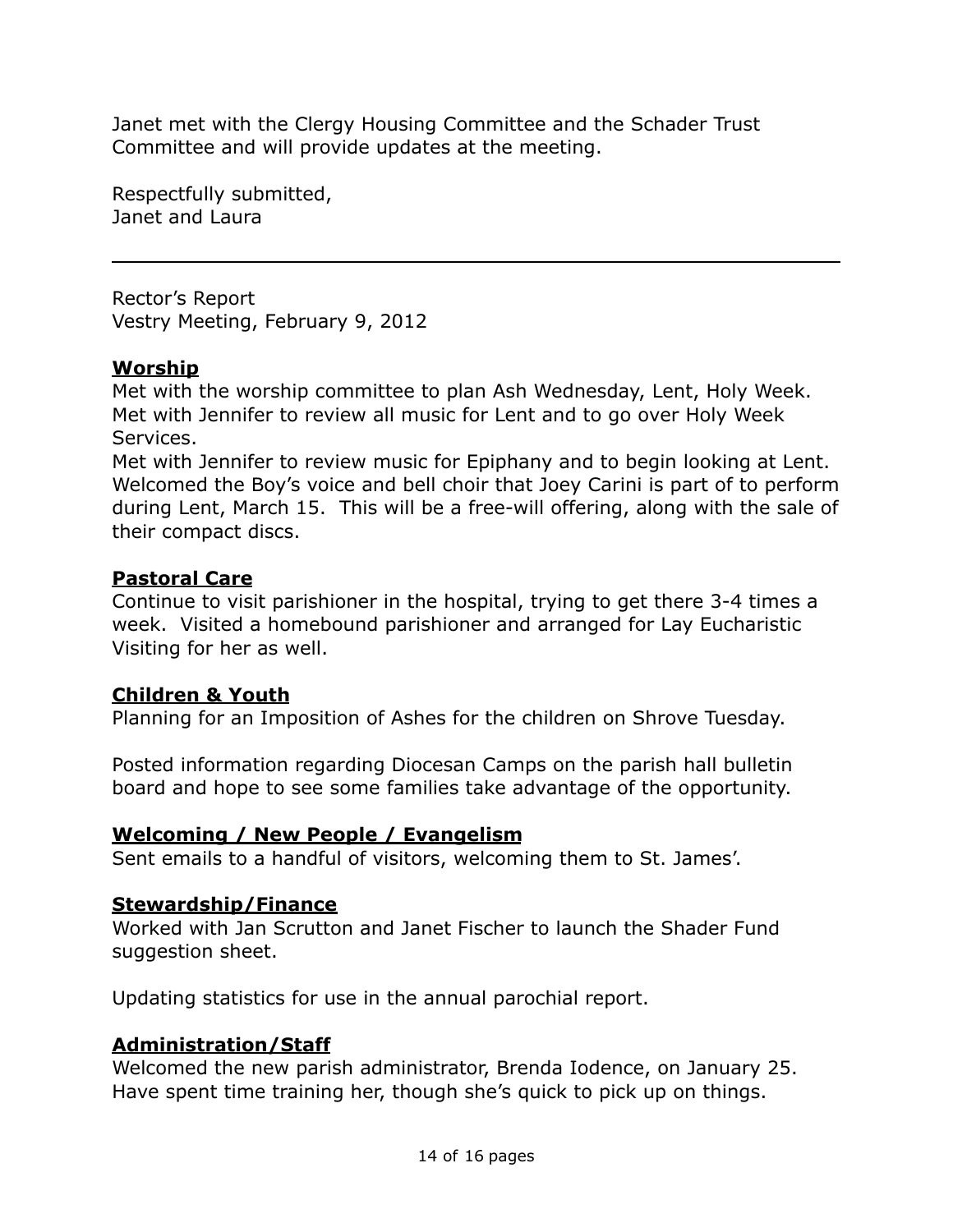Janet met with the Clergy Housing Committee and the Schader Trust Committee and will provide updates at the meeting.

Respectfully submitted,
Janet and Laura

---

Rector's Report
Vestry Meeting, February 9, 2012

**Worship**
Met with the worship committee to plan Ash Wednesday, Lent, Holy Week. Met with Jennifer to review all music for Lent and to go over Holy Week Services.
Met with Jennifer to review music for Epiphany and to begin looking at Lent. Welcomed the Boy's voice and bell choir that Joey Carini is part of to perform during Lent, March 15. This will be a free-will offering, along with the sale of their compact discs.

**Pastoral Care**
Continue to visit parishioner in the hospital, trying to get there 3-4 times a week. Visited a homebound parishioner and arranged for Lay Eucharistic Visiting for her as well.

**Children & Youth**
Planning for an Imposition of Ashes for the children on Shrove Tuesday.

Posted information regarding Diocesan Camps on the parish hall bulletin board and hope to see some families take advantage of the opportunity.

**Welcoming / New People / Evangelism**
Sent emails to a handful of visitors, welcoming them to St. James'.

**Stewardship/Finance**
Worked with Jan Scrutton and Janet Fischer to launch the Shader Fund suggestion sheet.

Updating statistics for use in the annual parochial report.

**Administration/Staff**
Welcomed the new parish administrator, Brenda Iodence, on January 25. Have spent time training her, though she's quick to pick up on things.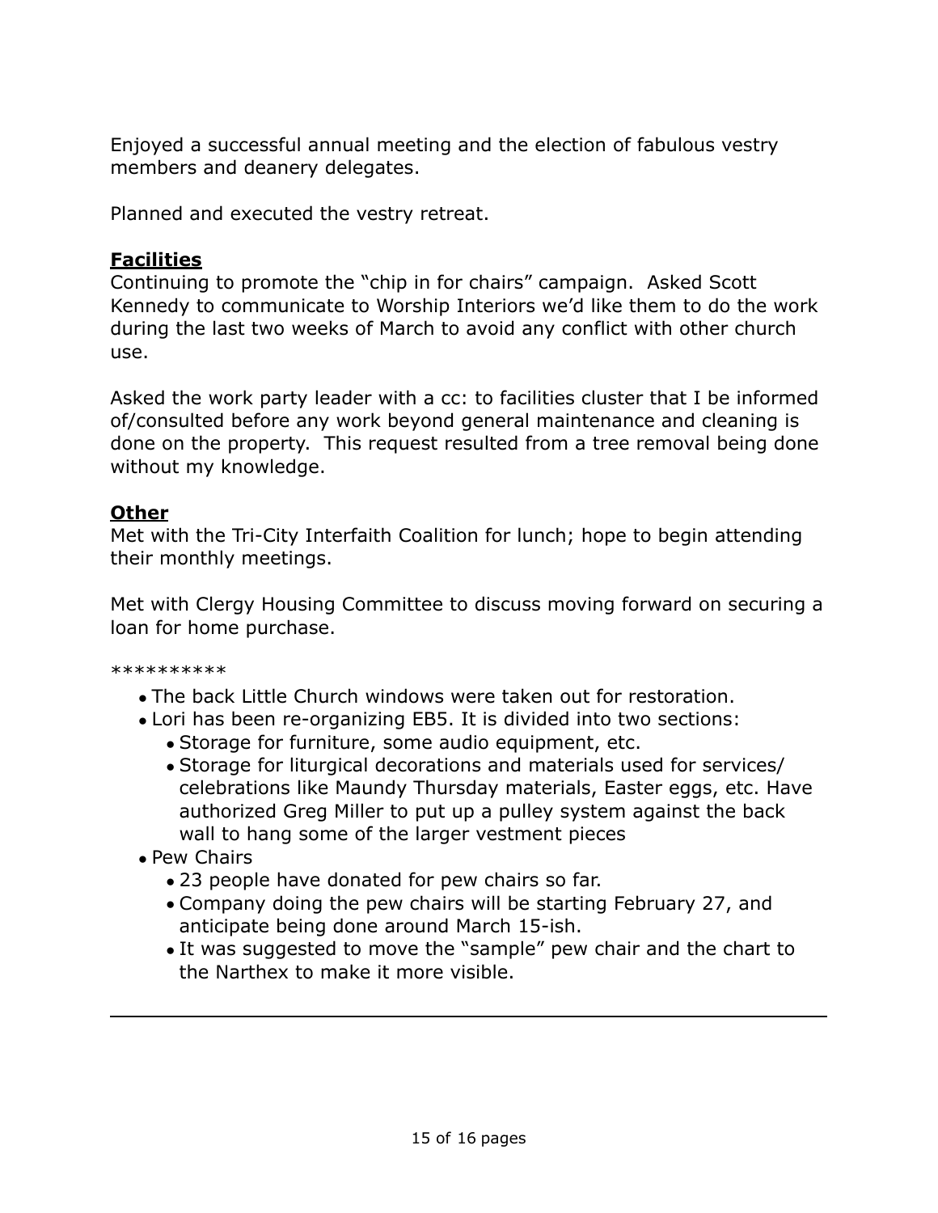Enjoyed a successful annual meeting and the election of fabulous vestry members and deanery delegates.

Planned and executed the vestry retreat.

**Facilities**

Continuing to promote the "chip in for chairs" campaign. Asked Scott Kennedy to communicate to Worship Interiors we'd like them to do the work during the last two weeks of March to avoid any conflict with other church use.

Asked the work party leader with a cc: to facilities cluster that I be informed of/consulted before any work beyond general maintenance and cleaning is done on the property. This request resulted from a tree removal being done without my knowledge.

**Other**

Met with the Tri-City Interfaith Coalition for lunch; hope to begin attending their monthly meetings.

Met with Clergy Housing Committee to discuss moving forward on securing a loan for home purchase.

**********

- The back Little Church windows were taken out for restoration.
- Lori has been re-organizing EB5. It is divided into two sections:
  - Storage for furniture, some audio equipment, etc.
  - Storage for liturgical decorations and materials used for services/ celebrations like Maundy Thursday materials, Easter eggs, etc. Have authorized Greg Miller to put up a pulley system against the back wall to hang some of the larger vestment pieces
- Pew Chairs
  - 23 people have donated for pew chairs so far.
  - Company doing the pew chairs will be starting February 27, and anticipate being done around March 15-ish.
  - It was suggested to move the "sample" pew chair and the chart to the Narthex to make it more visible.

---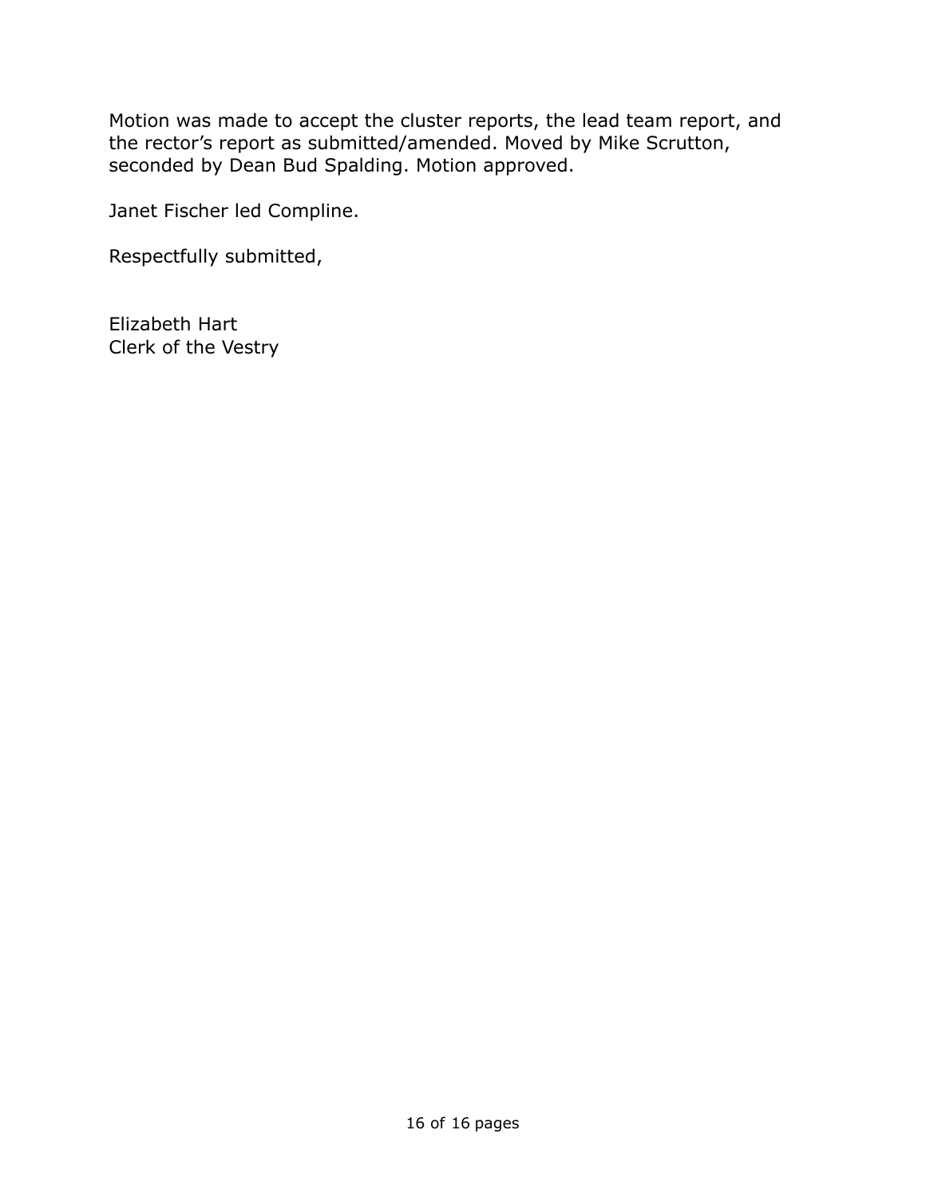Motion was made to accept the cluster reports, the lead team report, and the rector’s report as submitted/amended. Moved by Mike Scrutton, seconded by Dean Bud Spalding. Motion approved.

Janet Fischer led Compline.

Respectfully submitted,

Elizabeth Hart
Clerk of the Vestry